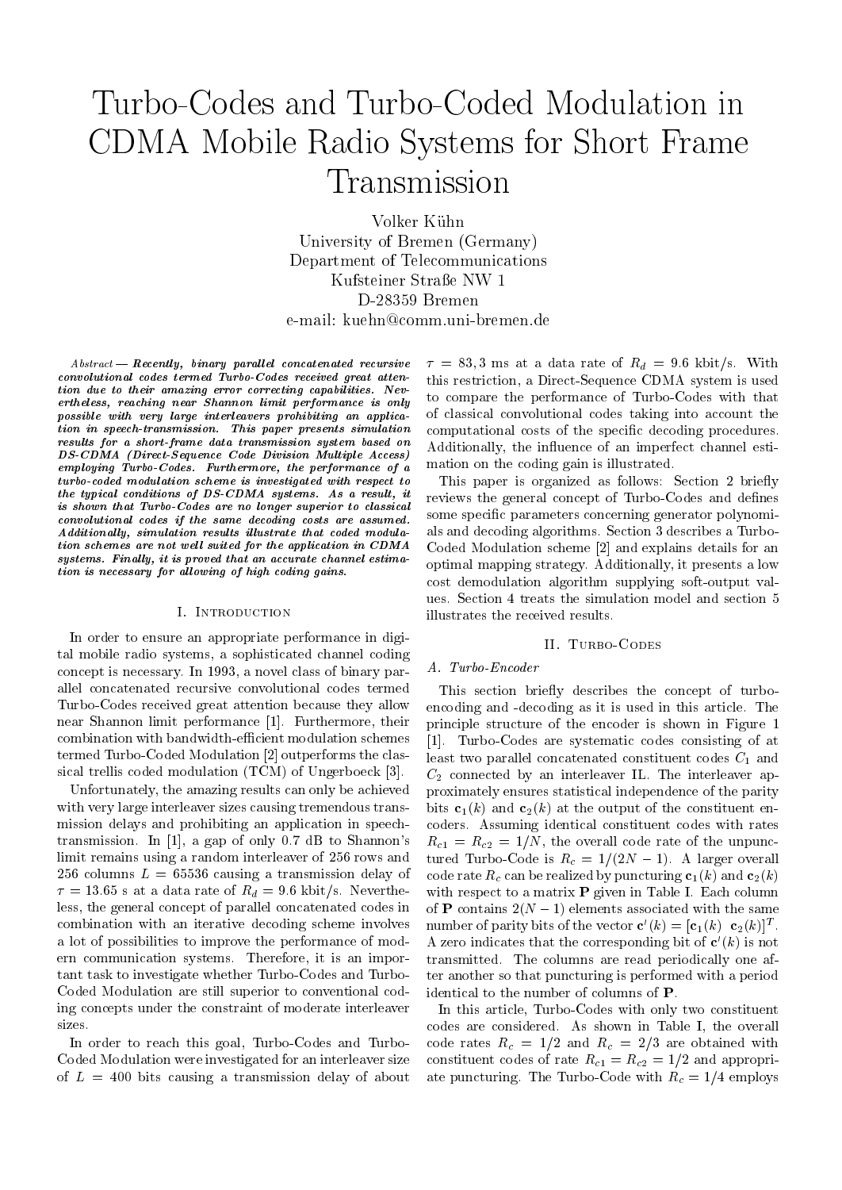# Turbo-Codes and Turbo-Coded Modulation in CDMA Mobile Radio Systems for Short Frame Transmission

Volker Kühn
University of Bremen (Germany)
Department of Telecommunications
Kufsteiner Straße NW 1
D-28359 Bremen
e-mail: kuehn@comm.uni-bremen.de

*Abstract* — ***Recently, binary parallel concatenated recursive convolutional codes termed Turbo-Codes received great attention due to their amazing error correcting capabilities. Nevertheless, reaching near Shannon limit performance is only possible with very large interleavers prohibiting an application in speech-transmission. This paper presents simulation results for a short-frame data transmission system based on DS-CDMA (Direct-Sequence Code Division Multiple Access) employing Turbo-Codes. Furthermore, the performance of a turbo-coded modulation scheme is investigated with respect to the typical conditions of DS-CDMA systems. As a result, it is shown that Turbo-Codes are no longer superior to classical convolutional codes if the same decoding costs are assumed. Additionally, simulation results illustrate that coded modulation schemes are not well suited for the application in CDMA systems. Finally, it is proved that an accurate channel estimation is necessary for allowing of high coding gains.***

## I. Introduction

In order to ensure an appropriate performance in digital mobile radio systems, a sophisticated channel coding concept is necessary. In 1993, a novel class of binary parallel concatenated recursive convolutional codes termed Turbo-Codes received great attention because they allow near Shannon limit performance [1]. Furthermore, their combination with bandwidth-efficient modulation schemes termed Turbo-Coded Modulation [2] outperforms the classical trellis coded modulation (TCM) of Ungerboeck [3].

Unfortunately, the amazing results can only be achieved with very large interleaver sizes causing tremendous transmission delays and prohibiting an application in speech-transmission. In [1], a gap of only 0.7 dB to Shannon's limit remains using a random interleaver of 256 rows and 256 columns $L = 65536$ causing a transmission delay of $\tau = 13.65$ s at a data rate of $R_d = 9.6$ kbit/s. Nevertheless, the general concept of parallel concatenated codes in combination with an iterative decoding scheme involves a lot of possibilities to improve the performance of modern communication systems. Therefore, it is an important task to investigate whether Turbo-Codes and Turbo-Coded Modulation are still superior to conventional coding concepts under the constraint of moderate interleaver sizes.

In order to reach this goal, Turbo-Codes and Turbo-Coded Modulation were investigated for an interleaver size of $L = 400$ bits causing a transmission delay of about $\tau = 83,3$ ms at a data rate of $R_d = 9.6$ kbit/s. With this restriction, a Direct-Sequence CDMA system is used to compare the performance of Turbo-Codes with that of classical convolutional codes taking into account the computational costs of the specific decoding procedures. Additionally, the influence of an imperfect channel estimation on the coding gain is illustrated.

This paper is organized as follows: Section 2 briefly reviews the general concept of Turbo-Codes and defines some specific parameters concerning generator polynomials and decoding algorithms. Section 3 describes a Turbo-Coded Modulation scheme [2] and explains details for an optimal mapping strategy. Additionally, it presents a low cost demodulation algorithm supplying soft-output values. Section 4 treats the simulation model and section 5 illustrates the received results.

## II. Turbo-Codes

### A. Turbo-Encoder

This section briefly describes the concept of turbo-encoding and -decoding as it is used in this article. The principle structure of the encoder is shown in Figure 1 [1]. Turbo-Codes are systematic codes consisting of at least two parallel concatenated constituent codes $C_1$ and $C_2$ connected by an interleaver IL. The interleaver approximately ensures statistical independence of the parity bits $\mathbf{c}_1(k)$ and $\mathbf{c}_2(k)$ at the output of the constituent encoders. Assuming identical constituent codes with rates $R_{c1} = R_{c2} = 1/N$, the overall code rate of the unpunctured Turbo-Code is $R_c = 1/(2N-1)$. A larger overall code rate $R_c$ can be realized by puncturing $\mathbf{c}_1(k)$ and $\mathbf{c}_2(k)$ with respect to a matrix $\mathbf{P}$ given in Table I. Each column of $\mathbf{P}$ contains $2(N-1)$ elements associated with the same number of parity bits of the vector $\mathbf{c}'(k) = [\mathbf{c}_1(k) \;\; \mathbf{c}_2(k)]^T$. A zero indicates that the corresponding bit of $\mathbf{c}'(k)$ is not transmitted. The columns are read periodically one after another so that puncturing is performed with a period identical to the number of columns of $\mathbf{P}$.

In this article, Turbo-Codes with only two constituent codes are considered. As shown in Table I, the overall code rates $R_c = 1/2$ and $R_c = 2/3$ are obtained with constituent codes of rate $R_{c1} = R_{c2} = 1/2$ and appropriate puncturing. The Turbo-Code with $R_c = 1/4$ employs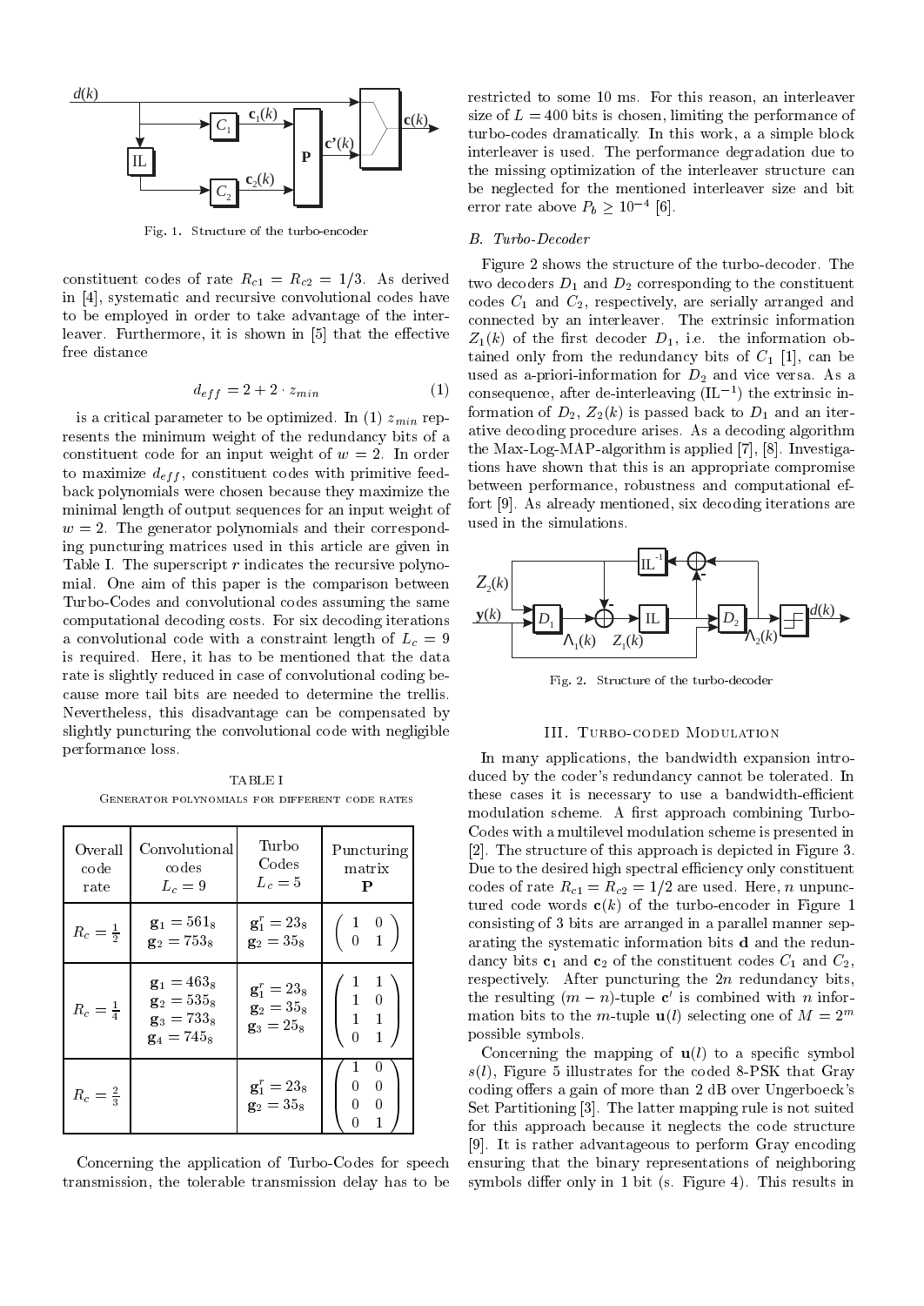Fig. 1. Structure of the turbo-encoder

constituent codes of rate $R_{c1} = R_{c2} = 1/3$. As derived in [4], systematic and recursive convolutional codes have to be employed in order to take advantage of the interleaver. Furthermore, it is shown in [5] that the effective free distance

$$d_{eff} = 2 + 2 \cdot z_{min} \tag{1}$$

is a critical parameter to be optimized. In (1) $z_{min}$ represents the minimum weight of the redundancy bits of a constituent code for an input weight of $w = 2$. In order to maximize $d_{eff}$, constituent codes with primitive feedback polynomials were chosen because they maximize the minimal length of output sequences for an input weight of $w = 2$. The generator polynomials and their corresponding puncturing matrices used in this article are given in Table I. The superscript $r$ indicates the recursive polynomial. One aim of this paper is the comparison between Turbo-Codes and convolutional codes assuming the same computational decoding costs. For six decoding iterations a convolutional code with a constraint length of $L_c = 9$ is required. Here, it has to be mentioned that the data rate is slightly reduced in case of convolutional coding because more tail bits are needed to determine the trellis. Nevertheless, this disadvantage can be compensated by slightly puncturing the convolutional code with negligible performance loss.

TABLE I
GENERATOR POLYNOMIALS FOR DIFFERENT CODE RATES

| Overall code rate | Convolutional codes $L_c = 9$ | Turbo Codes $L_c = 5$ | Puncturing matrix $\mathbf{P}$ |
|---|---|---|---|
| $R_c = \frac{1}{2}$ | $\mathbf{g}_1 = 561_8$ <br> $\mathbf{g}_2 = 753_8$ | $\mathbf{g}_1^r = 23_8$ <br> $\mathbf{g}_2 = 35_8$ | $\begin{pmatrix} 1 & 0 \\ 0 & 1 \end{pmatrix}$ |
| $R_c = \frac{1}{4}$ | $\mathbf{g}_1 = 463_8$ <br> $\mathbf{g}_2 = 535_8$ <br> $\mathbf{g}_3 = 733_8$ <br> $\mathbf{g}_4 = 745_8$ | $\mathbf{g}_1^r = 23_8$ <br> $\mathbf{g}_2 = 35_8$ <br> $\mathbf{g}_3 = 25_8$ | $\begin{pmatrix} 1 & 1 \\ 1 & 0 \\ 1 & 1 \\ 0 & 1 \end{pmatrix}$ |
| $R_c = \frac{2}{3}$ | | $\mathbf{g}_1^r = 23_8$ <br> $\mathbf{g}_2 = 35_8$ | $\begin{pmatrix} 1 & 0 \\ 0 & 0 \\ 0 & 0 \\ 0 & 1 \end{pmatrix}$ |

Concerning the application of Turbo-Codes for speech transmission, the tolerable transmission delay has to be restricted to some 10 ms. For this reason, an interleaver size of $L = 400$ bits is chosen, limiting the performance of turbo-codes dramatically. In this work, a a simple block interleaver is used. The performance degradation due to the missing optimization of the interleaver structure can be neglected for the mentioned interleaver size and bit error rate above $P_b \geq 10^{-4}$ [6].

### B. Turbo-Decoder

Figure 2 shows the structure of the turbo-decoder. The two decoders $D_1$ and $D_2$ corresponding to the constituent codes $C_1$ and $C_2$, respectively, are serially arranged and connected by an interleaver. The extrinsic information $Z_1(k)$ of the first decoder $D_1$, i.e. the information obtained only from the redundancy bits of $C_1$ [1], can be used as a-priori-information for $D_2$ and vice versa. As a consequence, after de-interleaving ($\text{IL}^{-1}$) the extrinsic information of $D_2$, $Z_2(k)$ is passed back to $D_1$ and an iterative decoding procedure arises. As a decoding algorithm the Max-Log-MAP-algorithm is applied [7], [8]. Investigations have shown that this is an appropriate compromise between performance, robustness and computational effort [9]. As already mentioned, six decoding iterations are used in the simulations.

Fig. 2. Structure of the turbo-decoder

## III. TURBO-CODED MODULATION

In many applications, the bandwidth expansion introduced by the coder's redundancy cannot be tolerated. In these cases it is necessary to use a bandwidth-efficient modulation scheme. A first approach combining Turbo-Codes with a multilevel modulation scheme is presented in [2]. The structure of this approach is depicted in Figure 3. Due to the desired high spectral efficiency only constituent codes of rate $R_{c1} = R_{c2} = 1/2$ are used. Here, $n$ unpunctured code words $\mathbf{c}(k)$ of the turbo-encoder in Figure 1 consisting of 3 bits are arranged in a parallel manner separating the systematic information bits $\mathbf{d}$ and the redundancy bits $\mathbf{c}_1$ and $\mathbf{c}_2$ of the constituent codes $C_1$ and $C_2$, respectively. After puncturing the $2n$ redundancy bits, the resulting $(m-n)$-tuple $\mathbf{c}'$ is combined with $n$ information bits to the $m$-tuple $\mathbf{u}(l)$ selecting one of $M = 2^m$ possible symbols.

Concerning the mapping of $\mathbf{u}(l)$ to a specific symbol $s(l)$, Figure 5 illustrates for the coded 8-PSK that Gray coding offers a gain of more than 2 dB over Ungerboeck's Set Partitioning [3]. The latter mapping rule is not suited for this approach because it neglects the code structure [9]. It is rather advantageous to perform Gray encoding ensuring that the binary representations of neighboring symbols differ only in 1 bit (s. Figure 4). This results in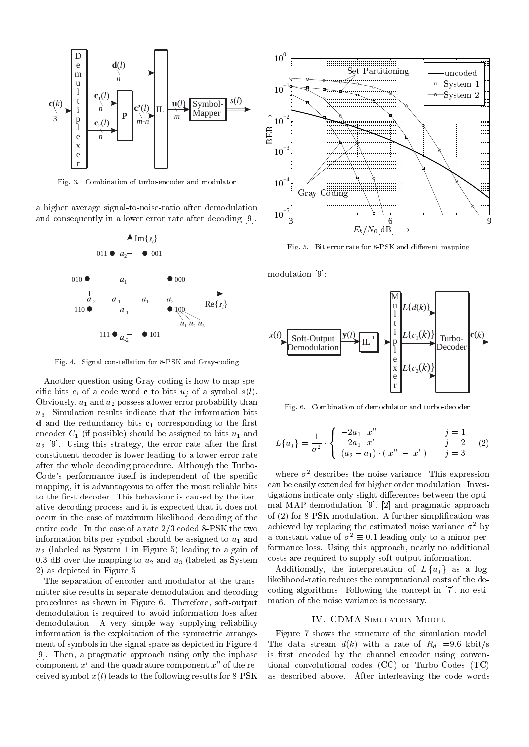Fig. 3. Combination of turbo-encoder and modulator

a higher average signal-to-noise-ratio after demodulation and consequently in a lower error rate after decoding [9].

Fig. 4. Signal constellation for 8-PSK and Gray-coding

Another question using Gray-coding is how to map specific bits $c_i$ of a code word $\mathbf{c}$ to bits $u_j$ of a symbol $s(l)$. Obviously, $u_1$ and $u_2$ possess a lower error probability than $u_3$. Simulation results indicate that the information bits $\mathbf{d}$ and the redundancy bits $\mathbf{c}_1$ corresponding to the first encoder $C_1$ (if possible) should be assigned to bits $u_1$ and $u_2$ [9]. Using this strategy, the error rate after the first constituent decoder is lower leading to a lower error rate after the whole decoding procedure. Although the Turbo-Code's performance itself is independent of the specific mapping, it is advantageous to offer the most reliable bits to the first decoder. This behaviour is caused by the iterative decoding process and it is expected that it does not occur in the case of maximum likelihood decoding of the entire code. In the case of a rate 2/3 coded 8-PSK the two information bits per symbol should be assigned to $u_1$ and $u_2$ (labeled as System 1 in Figure 5) leading to a gain of 0.3 dB over the mapping to $u_2$ and $u_3$ (labeled as System 2) as depicted in Figure 5.

The separation of encoder and modulator at the transmitter site results in separate demodulation and decoding procedures as shown in Figure 6. Therefore, soft-output demodulation is required to avoid information loss after demodulation. A very simple way supplying reliability information is the exploitation of the symmetric arrangement of symbols in the signal space as depicted in Figure 4 [9]. Then, a pragmatic approach using only the inphase component $x'$ and the quadrature component $x''$ of the received symbol $x(l)$ leads to the following results for 8-PSK modulation [9]:

Fig. 5. Bit error rate for 8-PSK and different mapping

Fig. 6. Combination of demodulator and turbo-decoder

$$L\{u_j\} = \frac{1}{\sigma^2} \cdot \begin{cases} -2a_1 \cdot x'' & j=1 \\ -2a_1 \cdot x' & j=2 \\ (a_2 - a_1) \cdot (|x''| - |x'|) & j=3 \end{cases} \quad (2)$$

where $\sigma^2$ describes the noise variance. This expression can be easily extended for higher order modulation. Investigations indicate only slight differences between the optimal MAP-demodulation [9], [2] and pragmatic approach of (2) for 8-PSK modulation. A further simplification was achieved by replacing the estimated noise variance $\sigma^2$ by a constant value of $\sigma^2 \equiv 0.1$ leading only to a minor performance loss. Using this approach, nearly no additional costs are required to supply soft-output information.

Additionally, the interpretation of $L\{u_j\}$ as a log-likelihood-ratio reduces the computational costs of the decoding algorithms. Following the concept in [7], no estimation of the noise variance is necessary.

## IV. CDMA Simulation Model

Figure 7 shows the structure of the simulation model. The data stream $d(k)$ with a rate of $R_d$ =9.6 kbit/s is first encoded by the channel encoder using conventional convolutional codes (CC) or Turbo-Codes (TC) as described above. After interleaving the code words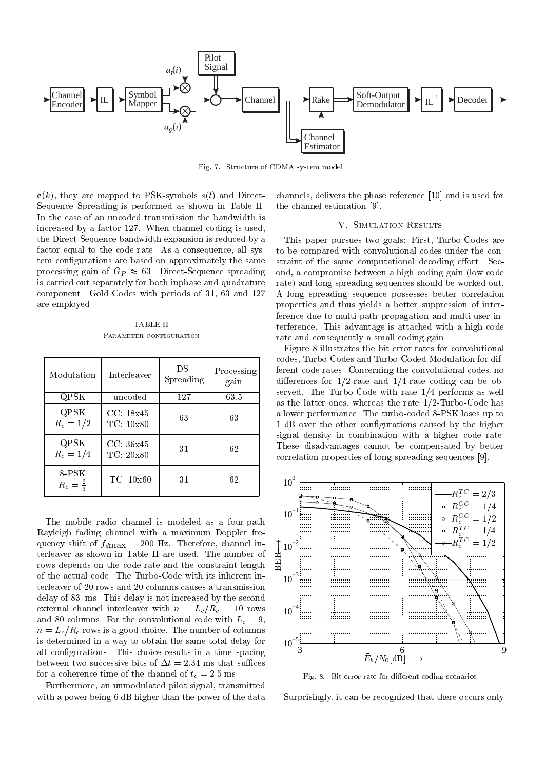Fig. 7. Structure of CDMA system model

$\mathbf{c}(k)$, they are mapped to PSK-symbols $s(l)$ and Direct-Sequence Spreading is performed as shown in Table II. In the case of an uncoded transmission the bandwidth is increased by a factor 127. When channel coding is used, the Direct-Sequence bandwidth expansion is reduced by a factor equal to the code rate. As a consequence, all system configurations are based on approximately the same processing gain of $G_P \approx 63$. Direct-Sequence spreading is carried out separately for both inphase and quadrature component. Gold Codes with periods of 31, 63 and 127 are employed.

TABLE II
Parameter configuration

| Modulation | Interleaver | DS-Spreading | Processing gain |
|---|---|---|---|
| QPSK | uncoded | 127 | 63,5 |
| QPSK $R_c = 1/2$ | CC: 18x45 TC: 10x80 | 63 | 63 |
| QPSK $R_c = 1/4$ | CC: 36x45 TC: 20x80 | 31 | 62 |
| 8-PSK $R_c = \frac{2}{3}$ | TC: 10x60 | 31 | 62 |

The mobile radio channel is modeled as a four-path Rayleigh fading channel with a maximum Doppler frequency shift of $f_{d\max} = 200$ Hz. Therefore, channel interleaver as shown in Table II are used. The number of rows depends on the code rate and the constraint length of the actual code. The Turbo-Code with its inherent interleaver of 20 rows and 20 columns causes a transmission delay of 83 ms. This delay is not increased by the second external channel interleaver with $n = L_c/R_c = 10$ rows and 80 columns. For the convolutional code with $L_c = 9$, $n = L_c/R_c$ rows is a good choice. The number of columns is determined in a way to obtain the same total delay for all configurations. This choice results in a time spacing between two successive bits of $\Delta t = 2.34$ ms that suffices for a coherence time of the channel of $t_c = 2.5$ ms.

Furthermore, an unmodulated pilot signal, transmitted with a power being 6 dB higher than the power of the data channels, delivers the phase reference [10] and is used for the channel estimation [9].

## V. Simulation Results

This paper pursues two goals: First, Turbo-Codes are to be compared with convolutional codes under the constraint of the same computational decoding effort. Second, a compromise between a high coding gain (low code rate) and long spreading sequences should be worked out. A long spreading sequence possesses better correlation properties and thus yields a better suppression of interference due to multi-path propagation and multi-user interference. This advantage is attached with a high code rate and consequently a small coding gain.

Figure 8 illustrates the bit error rates for convolutional codes, Turbo-Codes and Turbo-Coded Modulation for different code rates. Concerning the convolutional codes, no differences for 1/2-rate and 1/4-rate coding can be observed. The Turbo-Code with rate 1/4 performs as well as the latter ones, whereas the rate 1/2-Turbo-Code has a lower performance. The turbo-coded 8-PSK loses up to 1 dB over the other configurations caused by the higher signal density in combination with a higher code rate. These disadvantages cannot be compensated by better correlation properties of long spreading sequences [9].

Fig. 8. Bit error rate for different coding scenarios

Surprisingly, it can be recognized that there occurs only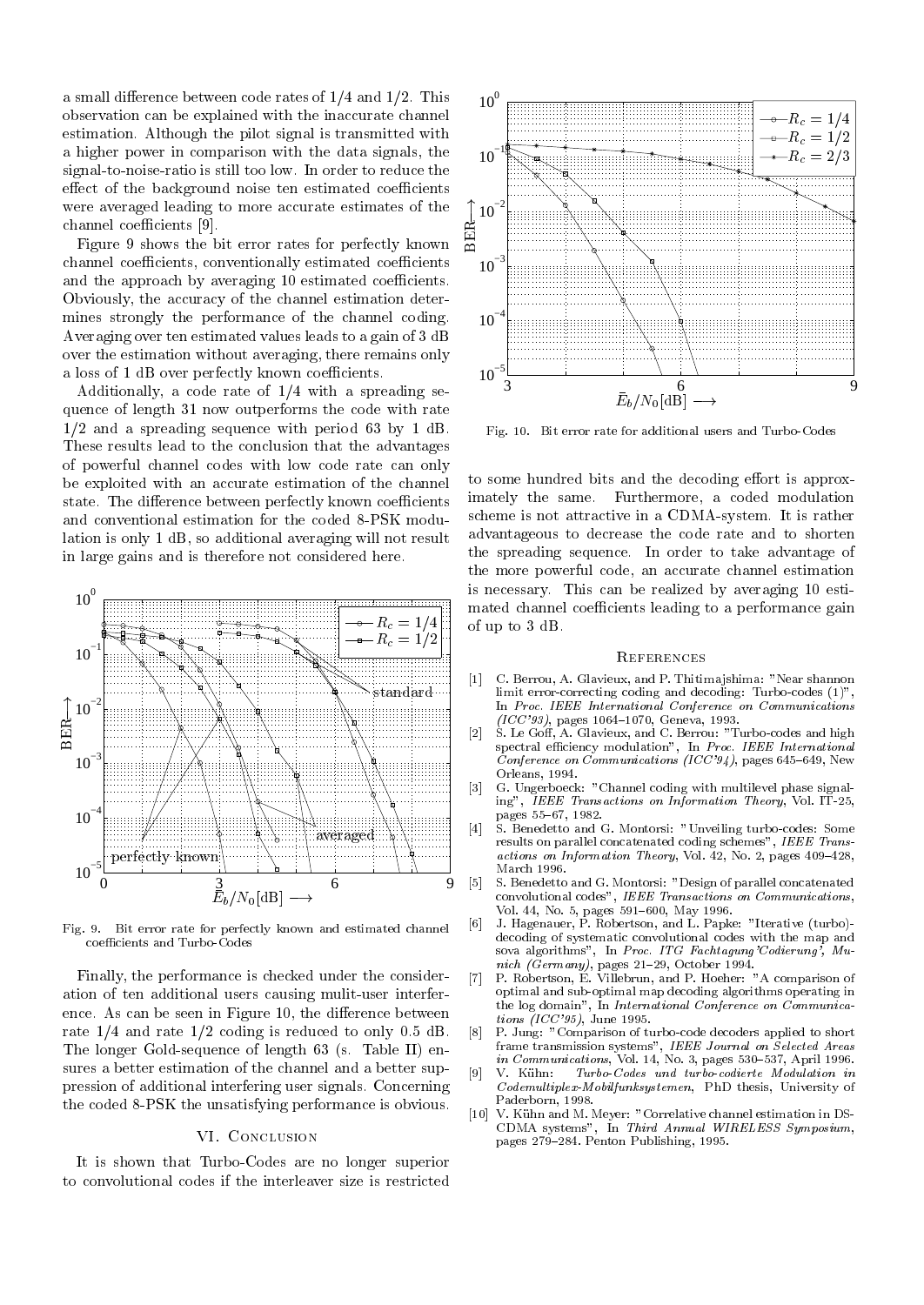a small difference between code rates of 1/4 and 1/2. This observation can be explained with the inaccurate channel estimation. Although the pilot signal is transmitted with a higher power in comparison with the data signals, the signal-to-noise-ratio is still too low. In order to reduce the effect of the background noise ten estimated coefficients were averaged leading to more accurate estimates of the channel coefficients [9].

Figure 9 shows the bit error rates for perfectly known channel coefficients, conventionally estimated coefficients and the approach by averaging 10 estimated coefficients. Obviously, the accuracy of the channel estimation determines strongly the performance of the channel coding. Averaging over ten estimated values leads to a gain of 3 dB over the estimation without averaging, there remains only a loss of 1 dB over perfectly known coefficients.

Additionally, a code rate of 1/4 with a spreading sequence of length 31 now outperforms the code with rate 1/2 and a spreading sequence with period 63 by 1 dB. These results lead to the conclusion that the advantages of powerful channel codes with low code rate can only be exploited with an accurate estimation of the channel state. The difference between perfectly known coefficients and conventional estimation for the coded 8-PSK modulation is only 1 dB, so additional averaging will not result in large gains and is therefore not considered here.

$10^0$
$10^{-1}$
$10^{-2}$
$10^{-3}$
$10^{-4}$
$10^{-5}$
BER ⟶
0
3
6
9
$\bar{E}_b/N_0$[dB] ⟶
$R_c = 1/4$
$R_c = 1/2$
standard
averaged
perfectly known

Fig. 9. Bit error rate for perfectly known and estimated channel coefficients and Turbo-Codes

Finally, the performance is checked under the consideration of ten additional users causing mulit-user interference. As can be seen in Figure 10, the difference between rate 1/4 and rate 1/2 coding is reduced to only 0.5 dB. The longer Gold-sequence of length 63 (s. Table II) ensures a better estimation of the channel and a better suppression of additional interfering user signals. Concerning the coded 8-PSK the unsatisfying performance is obvious.

## VI. Conclusion

It is shown that Turbo-Codes are no longer superior to convolutional codes if the interleaver size is restricted to some hundred bits and the decoding effort is approximately the same. Furthermore, a coded modulation scheme is not attractive in a CDMA-system. It is rather advantageous to decrease the code rate and to shorten the spreading sequence. In order to take advantage of the more powerful code, an accurate channel estimation is necessary. This can be realized by averaging 10 estimated channel coefficients leading to a performance gain of up to 3 dB.

$10^0$
$10^{-1}$
$10^{-2}$
$10^{-3}$
$10^{-4}$
$10^{-5}$
BER ⟶
3
6
9
$\bar{E}_b/N_0$[dB] ⟶
$R_c = 1/4$
$R_c = 1/2$
$R_c = 2/3$

Fig. 10. Bit error rate for additional users and Turbo-Codes

## References

[1] C. Berrou, A. Glavieux, and P. Thitimajshima: "Near shannon limit error-correcting coding and decoding: Turbo-codes (1)", In *Proc. IEEE International Conference on Communications (ICC'93)*, pages 1064–1070, Geneva, 1993.

[2] S. Le Goff, A. Glavieux, and C. Berrou: "Turbo-codes and high spectral efficiency modulation", In *Proc. IEEE International Conference on Communications (ICC'94)*, pages 645–649, New Orleans, 1994.

[3] G. Ungerboeck: "Channel coding with multilevel phase signaling", *IEEE Transactions on Information Theory*, Vol. IT-25, pages 55–67, 1982.

[4] S. Benedetto and G. Montorsi: "Unveiling turbo-codes: Some results on parallel concatenated coding schemes", *IEEE Transactions on Information Theory*, Vol. 42, No. 2, pages 409–428, March 1996.

[5] S. Benedetto and G. Montorsi: "Design of parallel concatenated convolutional codes", *IEEE Transactions on Communications*, Vol. 44, No. 5, pages 591–600, May 1996.

[6] J. Hagenauer, P. Robertson, and L. Papke: "Iterative (turbo)-decoding of systematic convolutional codes with the map and sova algorithms", In *Proc. ITG Fachtagung'Codierung', Munich (Germany)*, pages 21–29, October 1994.

[7] P. Robertson, E. Villebrun, and P. Hoeher: "A comparison of optimal and sub-optimal map decoding algorithms operating in the log domain", In *International Conference on Communications (ICC'95)*, June 1995.

[8] P. Jung: "Comparison of turbo-code decoders applied to short frame transmission systems", *IEEE Journal on Selected Areas in Communications*, Vol. 14, No. 3, pages 530–537, April 1996.

[9] V. Kühn: *Turbo-Codes und turbo-codierte Modulation in Codemultiplex-Mobilfunksystemen*, PhD thesis, University of Paderborn, 1998.

[10] V. Kühn and M. Meyer: "Correlative channel estimation in DS-CDMA systems", In *Third Annual WIRELESS Symposium*, pages 279–284. Penton Publishing, 1995.